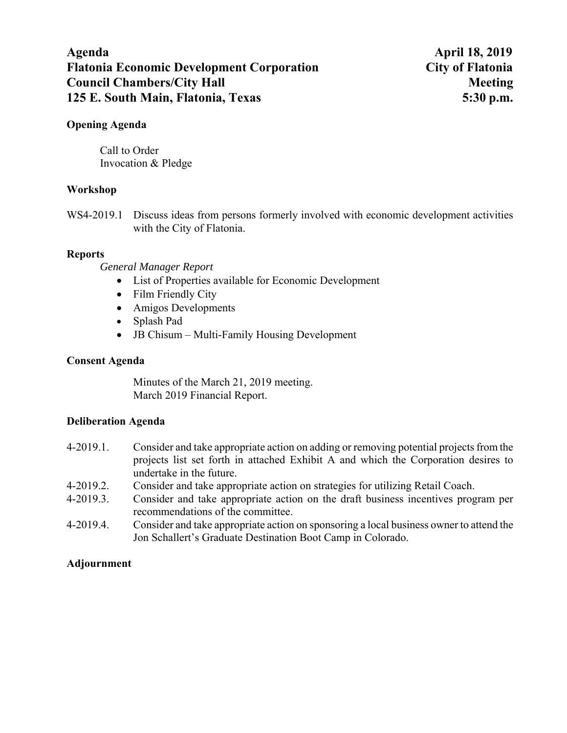**Agenda** — **April 18, 2019**
**Flatonia Economic Development Corporation** — **City of Flatonia**
**Council Chambers/City Hall** — **Meeting**
**125 E. South Main, Flatonia, Texas** — **5:30 p.m.**

### Opening Agenda

Call to Order
Invocation & Pledge

### Workshop

WS4-2019.1 Discuss ideas from persons formerly involved with economic development activities with the City of Flatonia.

### Reports

*General Manager Report*

- List of Properties available for Economic Development
- Film Friendly City
- Amigos Developments
- Splash Pad
- JB Chisum – Multi-Family Housing Development

### Consent Agenda

Minutes of the March 21, 2019 meeting.
March 2019 Financial Report.

### Deliberation Agenda

4-2019.1. Consider and take appropriate action on adding or removing potential projects from the projects list set forth in attached Exhibit A and which the Corporation desires to undertake in the future.

4-2019.2. Consider and take appropriate action on strategies for utilizing Retail Coach.

4-2019.3. Consider and take appropriate action on the draft business incentives program per recommendations of the committee.

4-2019.4. Consider and take appropriate action on sponsoring a local business owner to attend the Jon Schallert's Graduate Destination Boot Camp in Colorado.

### Adjournment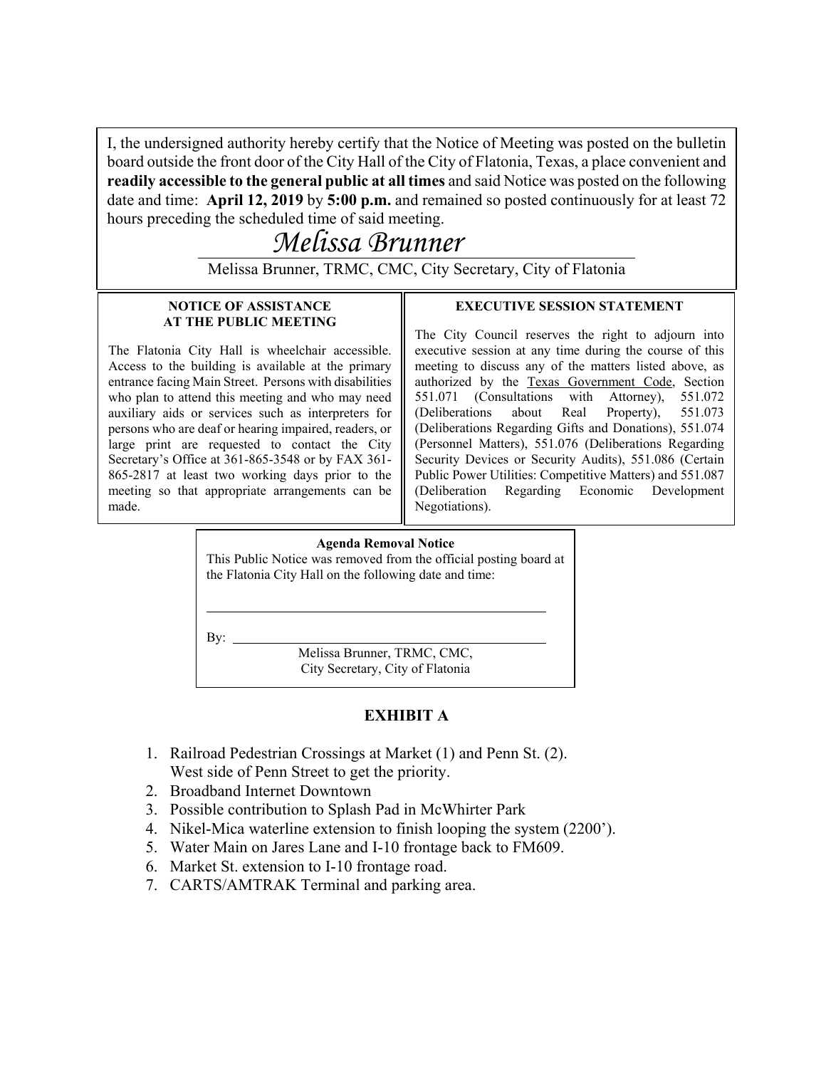I, the undersigned authority hereby certify that the Notice of Meeting was posted on the bulletin board outside the front door of the City Hall of the City of Flatonia, Texas, a place convenient and **readily accessible to the general public at all times** and said Notice was posted on the following date and time: **April 12, 2019** by **5:00 p.m.** and remained so posted continuously for at least 72 hours preceding the scheduled time of said meeting.

*Melissa Brunner*

Melissa Brunner, TRMC, CMC, City Secretary, City of Flatonia

**NOTICE OF ASSISTANCE AT THE PUBLIC MEETING**

The Flatonia City Hall is wheelchair accessible. Access to the building is available at the primary entrance facing Main Street. Persons with disabilities who plan to attend this meeting and who may need auxiliary aids or services such as interpreters for persons who are deaf or hearing impaired, readers, or large print are requested to contact the City Secretary's Office at 361-865-3548 or by FAX 361-865-2817 at least two working days prior to the meeting so that appropriate arrangements can be made.

**EXECUTIVE SESSION STATEMENT**

The City Council reserves the right to adjourn into executive session at any time during the course of this meeting to discuss any of the matters listed above, as authorized by the Texas Government Code, Section 551.071 (Consultations with Attorney), 551.072 (Deliberations about Real Property), 551.073 (Deliberations Regarding Gifts and Donations), 551.074 (Personnel Matters), 551.076 (Deliberations Regarding Security Devices or Security Audits), 551.086 (Certain Public Power Utilities: Competitive Matters) and 551.087 (Deliberation Regarding Economic Development Negotiations).

**Agenda Removal Notice**

This Public Notice was removed from the official posting board at the Flatonia City Hall on the following date and time:

\_\_\_\_\_\_\_\_\_\_\_\_\_\_\_\_\_\_\_\_\_\_\_\_\_\_\_\_\_\_\_\_

By: \_\_\_\_\_\_\_\_\_\_\_\_\_\_\_\_\_\_\_\_\_\_\_\_\_\_\_\_

Melissa Brunner, TRMC, CMC,
City Secretary, City of Flatonia

## EXHIBIT A

1. Railroad Pedestrian Crossings at Market (1) and Penn St. (2).
   West side of Penn Street to get the priority.
2. Broadband Internet Downtown
3. Possible contribution to Splash Pad in McWhirter Park
4. Nikel-Mica waterline extension to finish looping the system (2200').
5. Water Main on Jares Lane and I-10 frontage back to FM609.
6. Market St. extension to I-10 frontage road.
7. CARTS/AMTRAK Terminal and parking area.